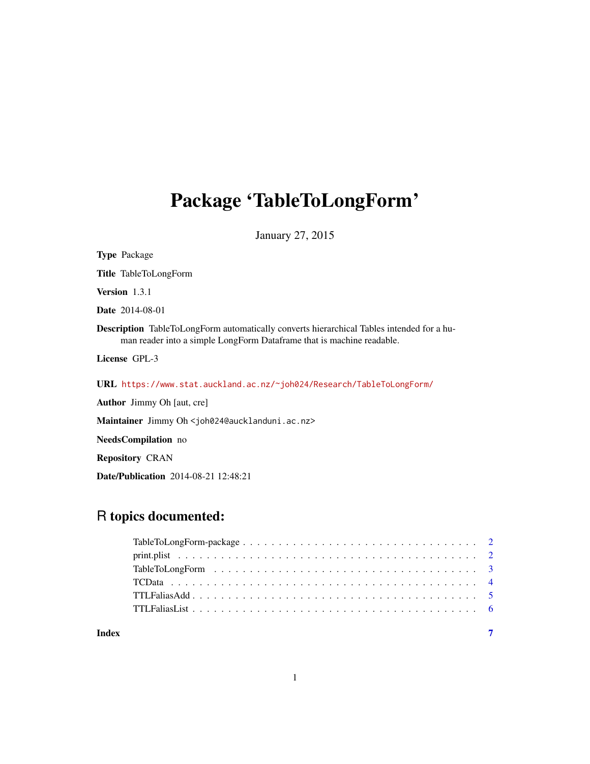# Package 'TableToLongForm'

January 27, 2015

**Type** Package

**Title** TableToLongForm

**Version** 1.3.1

**Date** 2014-08-01

**Description** TableToLongForm automatically converts hierarchical Tables intended for a human reader into a simple LongForm Dataframe that is machine readable.

**License** GPL-3

**URL** https://www.stat.auckland.ac.nz/~joh024/Research/TableToLongForm/

**Author** Jimmy Oh [aut, cre]

**Maintainer** Jimmy Oh <joh024@aucklanduni.ac.nz>

**NeedsCompilation** no

**Repository** CRAN

**Date/Publication** 2014-08-21 12:48:21

## R topics documented:

- TableToLongForm-package . . . . . . . . . . . . . . . . . . . . . . . . . . . . . . . . . . 2
- print.plist . . . . . . . . . . . . . . . . . . . . . . . . . . . . . . . . . . . . . . . . . . 2
- TableToLongForm . . . . . . . . . . . . . . . . . . . . . . . . . . . . . . . . . . . . . . 3
- TCData . . . . . . . . . . . . . . . . . . . . . . . . . . . . . . . . . . . . . . . . . . . 4
- TTLFaliasAdd . . . . . . . . . . . . . . . . . . . . . . . . . . . . . . . . . . . . . . . . 5
- TTLFaliasList . . . . . . . . . . . . . . . . . . . . . . . . . . . . . . . . . . . . . . . . 6

**Index** 7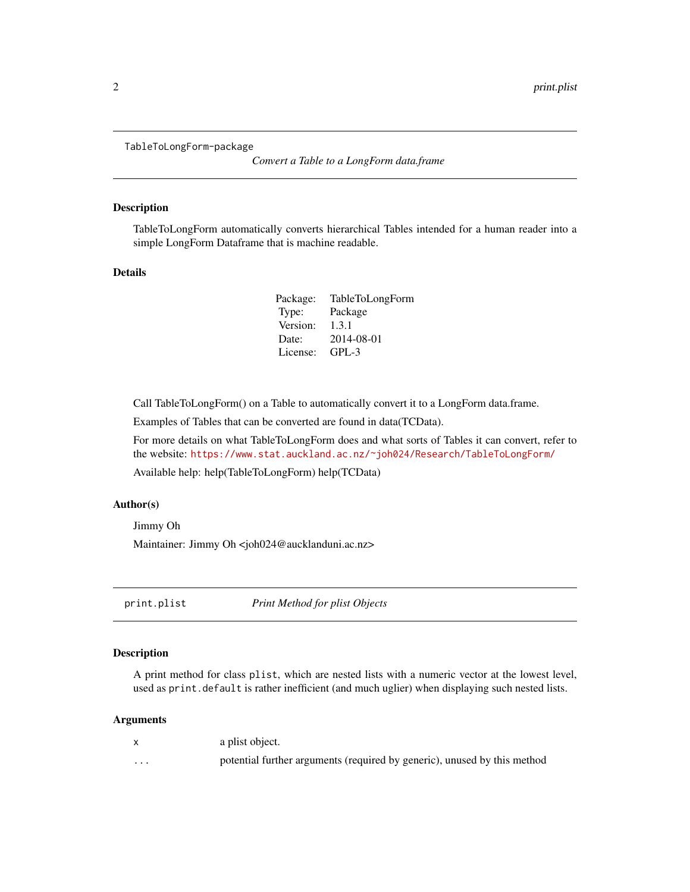## TableToLongForm-package

*Convert a Table to a LongForm data.frame*

### Description

TableToLongForm automatically converts hierarchical Tables intended for a human reader into a simple LongForm Dataframe that is machine readable.

### Details

| | |
|---|---|
| Package: | TableToLongForm |
| Type: | Package |
| Version: | 1.3.1 |
| Date: | 2014-08-01 |
| License: | GPL-3 |

Call TableToLongForm() on a Table to automatically convert it to a LongForm data.frame.

Examples of Tables that can be converted are found in data(TCData).

For more details on what TableToLongForm does and what sorts of Tables it can convert, refer to the website: https://www.stat.auckland.ac.nz/~joh024/Research/TableToLongForm/

Available help: help(TableToLongForm) help(TCData)

### Author(s)

Jimmy Oh

Maintainer: Jimmy Oh <joh024@aucklanduni.ac.nz>

## print.plist

*Print Method for plist Objects*

### Description

A print method for class `plist`, which are nested lists with a numeric vector at the lowest level, used as `print.default` is rather inefficient (and much uglier) when displaying such nested lists.

### Arguments

| | |
|---|---|
| `x` | a plist object. |
| `...` | potential further arguments (required by generic), unused by this method |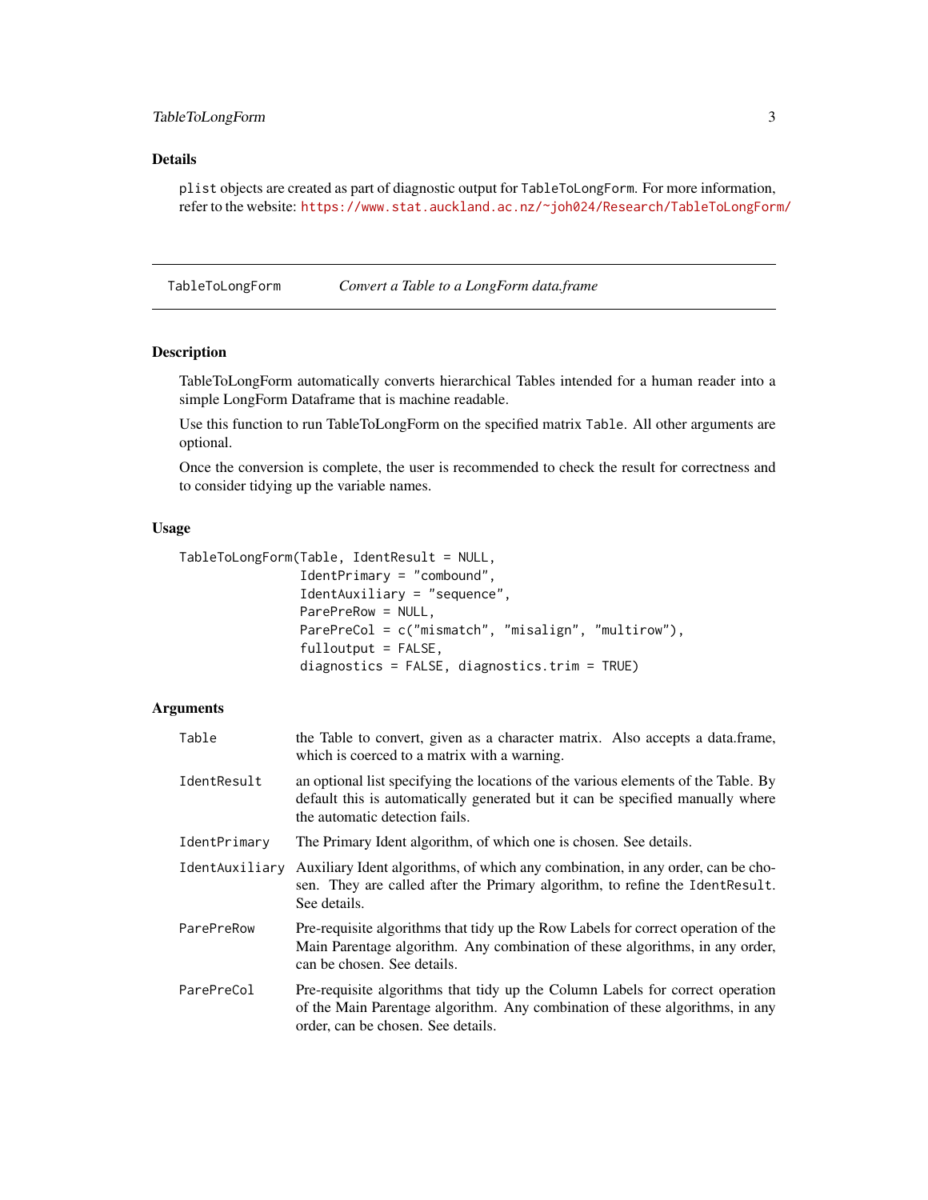## Details

`plist` objects are created as part of diagnostic output for `TableToLongForm`. For more information, refer to the website: https://www.stat.auckland.ac.nz/~joh024/Research/TableToLongForm/

---

`TableToLongForm` *Convert a Table to a LongForm data.frame*

---

## Description

TableToLongForm automatically converts hierarchical Tables intended for a human reader into a simple LongForm Dataframe that is machine readable.

Use this function to run TableToLongForm on the specified matrix `Table`. All other arguments are optional.

Once the conversion is complete, the user is recommended to check the result for correctness and to consider tidying up the variable names.

## Usage

```
TableToLongForm(Table, IdentResult = NULL,
                IdentPrimary = "combound",
                IdentAuxiliary = "sequence",
                ParePreRow = NULL,
                ParePreCol = c("mismatch", "misalign", "multirow"),
                fulloutput = FALSE,
                diagnostics = FALSE, diagnostics.trim = TRUE)
```

## Arguments

| | |
|---|---|
| `Table` | the Table to convert, given as a character matrix. Also accepts a data.frame, which is coerced to a matrix with a warning. |
| `IdentResult` | an optional list specifying the locations of the various elements of the Table. By default this is automatically generated but it can be specified manually where the automatic detection fails. |
| `IdentPrimary` | The Primary Ident algorithm, of which one is chosen. See details. |
| `IdentAuxiliary` | Auxiliary Ident algorithms, of which any combination, in any order, can be chosen. They are called after the Primary algorithm, to refine the `IdentResult`. See details. |
| `ParePreRow` | Pre-requisite algorithms that tidy up the Row Labels for correct operation of the Main Parentage algorithm. Any combination of these algorithms, in any order, can be chosen. See details. |
| `ParePreCol` | Pre-requisite algorithms that tidy up the Column Labels for correct operation of the Main Parentage algorithm. Any combination of these algorithms, in any order, can be chosen. See details. |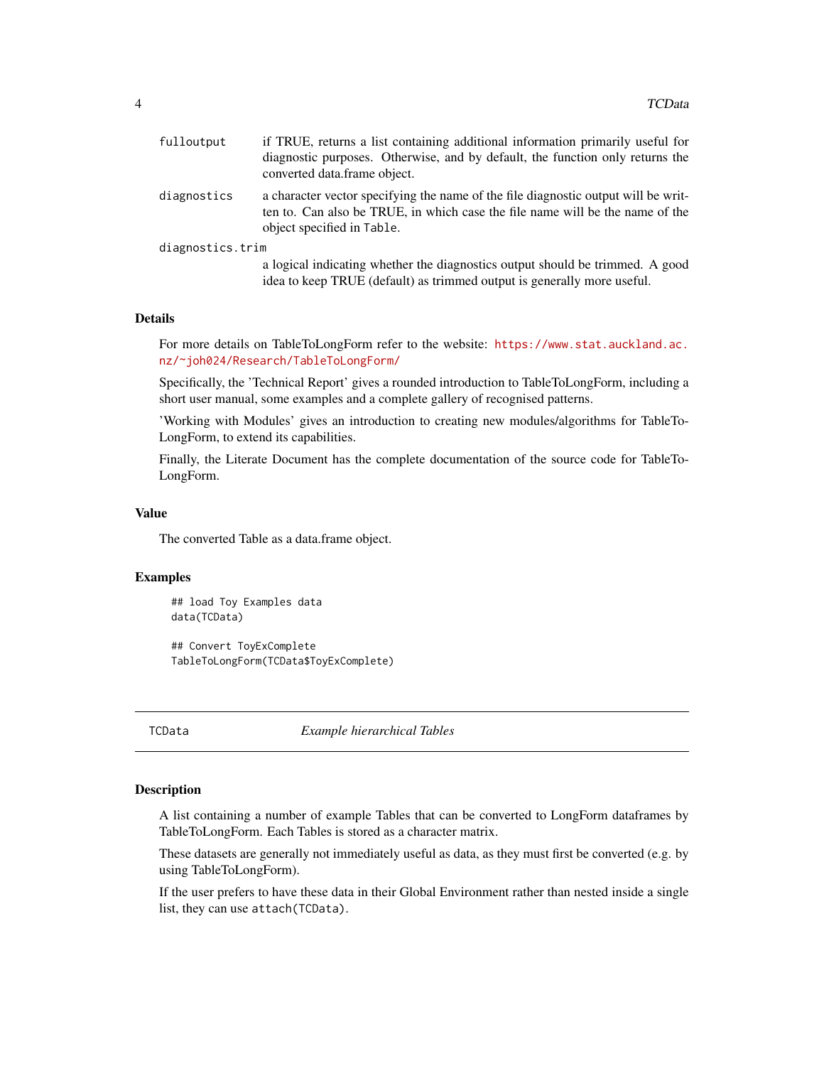| | |
|---|---|
| `fulloutput` | if TRUE, returns a list containing additional information primarily useful for diagnostic purposes. Otherwise, and by default, the function only returns the converted data.frame object. |
| `diagnostics` | a character vector specifying the name of the file diagnostic output will be written to. Can also be TRUE, in which case the file name will be the name of the object specified in `Table`. |
| `diagnostics.trim` | a logical indicating whether the diagnostics output should be trimmed. A good idea to keep TRUE (default) as trimmed output is generally more useful. |

### Details

For more details on TableToLongForm refer to the website: https://www.stat.auckland.ac.nz/~joh024/Research/TableToLongForm/

Specifically, the 'Technical Report' gives a rounded introduction to TableToLongForm, including a short user manual, some examples and a complete gallery of recognised patterns.

'Working with Modules' gives an introduction to creating new modules/algorithms for TableToLongForm, to extend its capabilities.

Finally, the Literate Document has the complete documentation of the source code for TableToLongForm.

### Value

The converted Table as a data.frame object.

### Examples

```
## load Toy Examples data
data(TCData)

## Convert ToyExComplete
TableToLongForm(TCData$ToyExComplete)
```

---

## TCData — *Example hierarchical Tables*

### Description

A list containing a number of example Tables that can be converted to LongForm dataframes by TableToLongForm. Each Tables is stored as a character matrix.

These datasets are generally not immediately useful as data, as they must first be converted (e.g. by using TableToLongForm).

If the user prefers to have these data in their Global Environment rather than nested inside a single list, they can use `attach(TCData)`.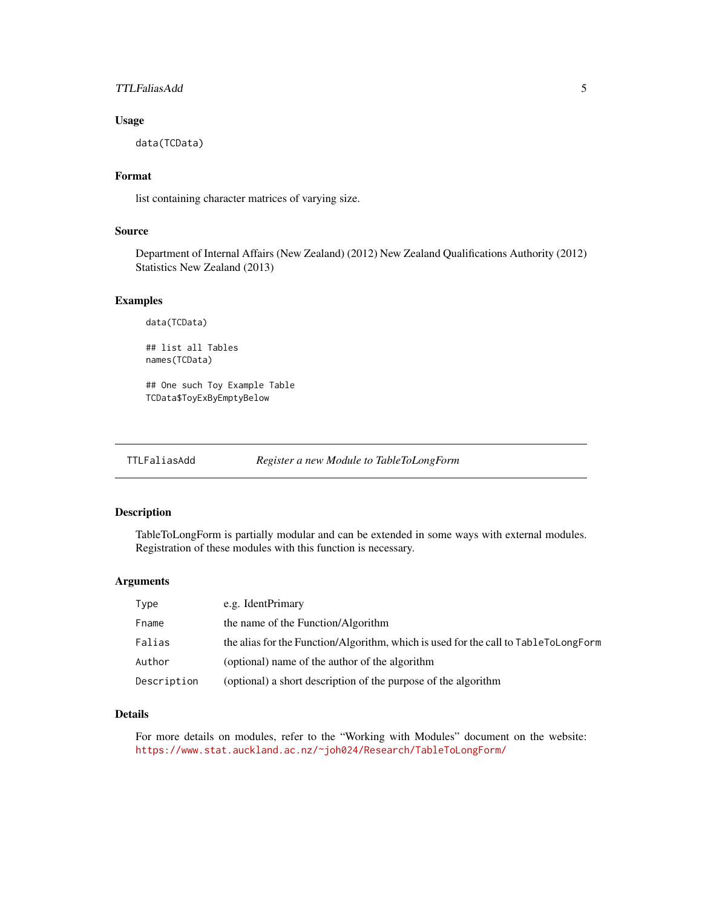### Usage

```
data(TCData)
```

### Format

list containing character matrices of varying size.

### Source

Department of Internal Affairs (New Zealand) (2012) New Zealand Qualifications Authority (2012) Statistics New Zealand (2013)

### Examples

```
data(TCData)

## list all Tables
names(TCData)

## One such Toy Example Table
TCData$ToyExByEmptyBelow
```

---

## TTLFaliasAdd — *Register a new Module to TableToLongForm*

---

### Description

TableToLongForm is partially modular and can be extended in some ways with external modules. Registration of these modules with this function is necessary.

### Arguments

| Argument | Description |
| --- | --- |
| `Type` | e.g. IdentPrimary |
| `Fname` | the name of the Function/Algorithm |
| `Falias` | the alias for the Function/Algorithm, which is used for the call to `TableToLongForm` |
| `Author` | (optional) name of the author of the algorithm |
| `Description` | (optional) a short description of the purpose of the algorithm |

### Details

For more details on modules, refer to the "Working with Modules" document on the website: https://www.stat.auckland.ac.nz/~joh024/Research/TableToLongForm/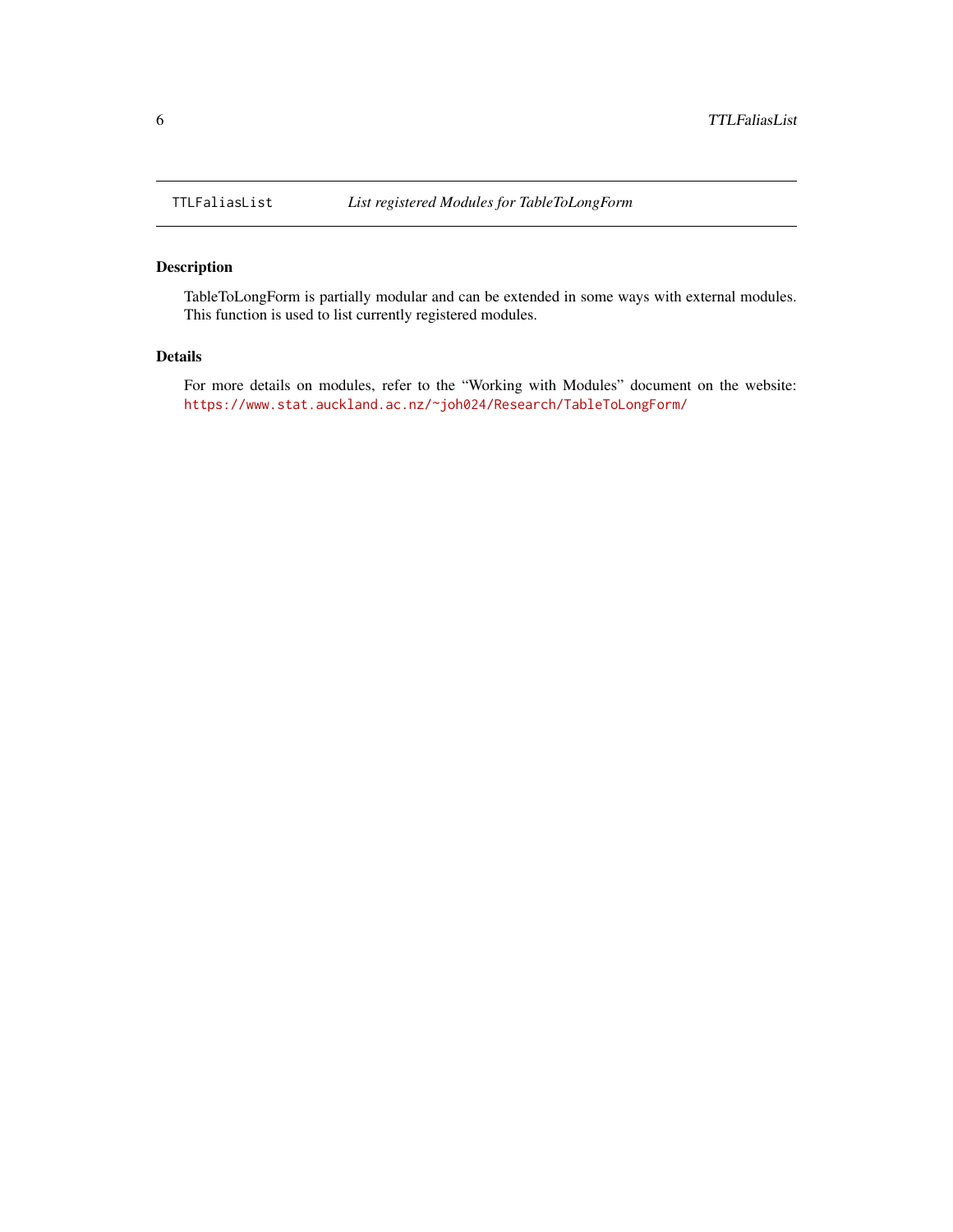TTLFaliasList    *List registered Modules for TableToLongForm*

## Description

TableToLongForm is partially modular and can be extended in some ways with external modules. This function is used to list currently registered modules.

## Details

For more details on modules, refer to the "Working with Modules" document on the website: https://www.stat.auckland.ac.nz/~joh024/Research/TableToLongForm/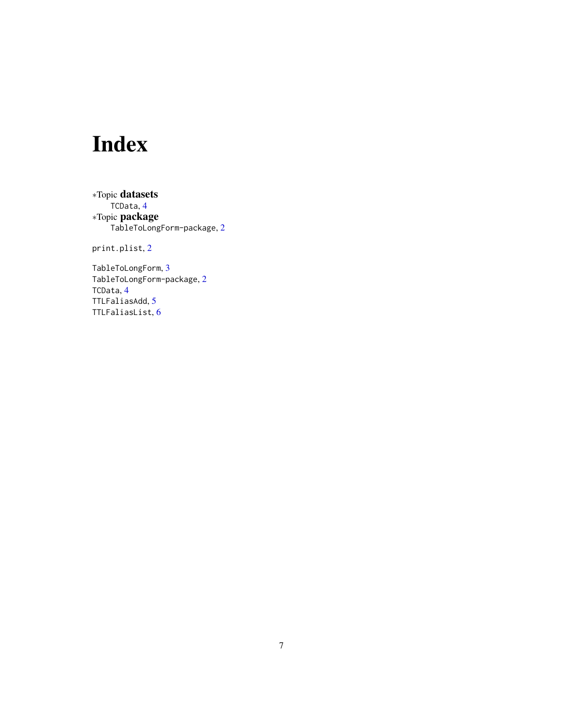# Index

*Topic **datasets**
    TCData, 4
*Topic **package**
    TableToLongForm-package, 2

print.plist, 2

TableToLongForm, 3
TableToLongForm-package, 2
TCData, 4
TTLFaliasAdd, 5
TTLFaliasList, 6